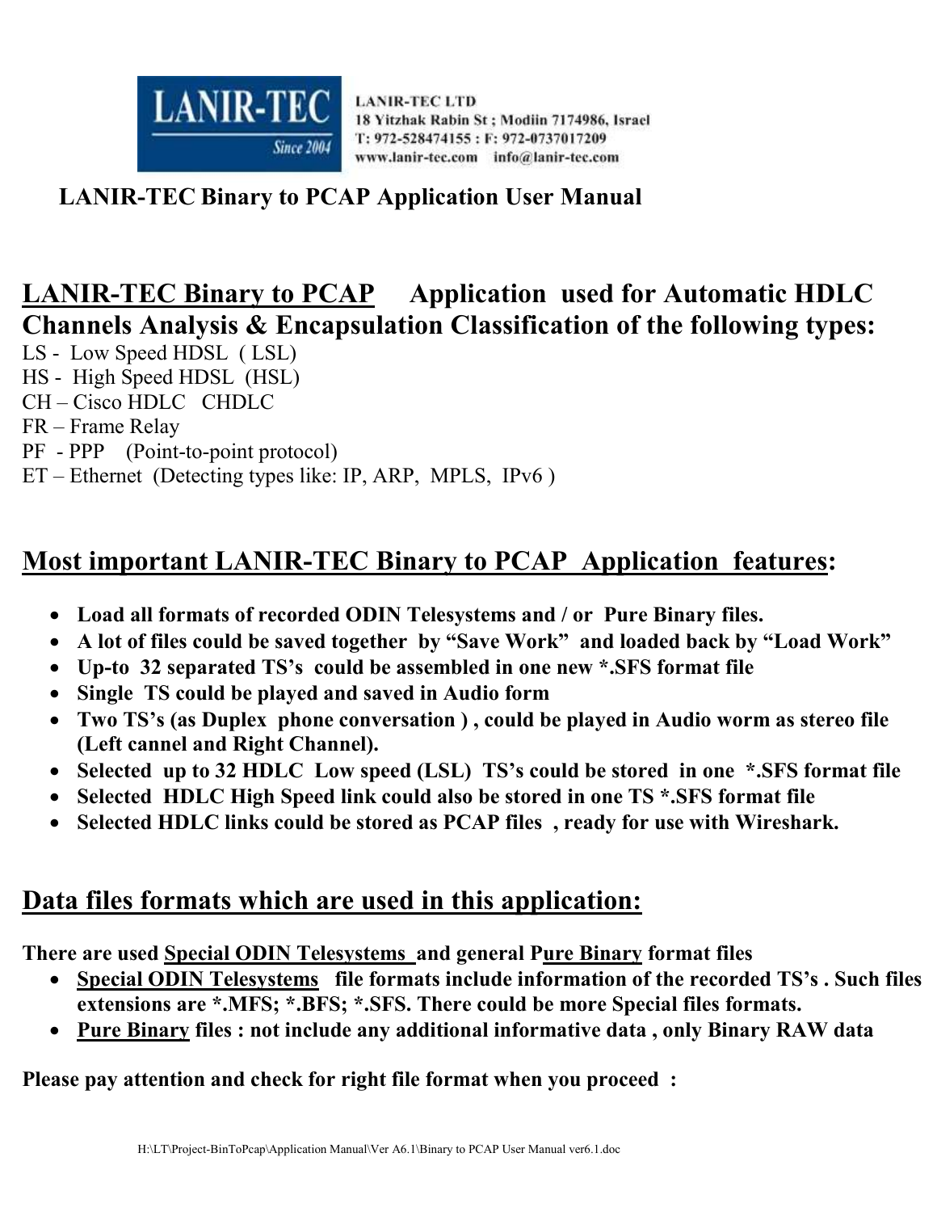LANIR-TEC LTD
18 Yitzhak Rabin St ; Modiin 7174986, Israel
T: 972-528474155 : F: 972-0737017209
www.lanir-tec.com info@lanir-tec.com

# LANIR-TEC Binary to PCAP Application User Manual

## LANIR-TEC Binary to PCAP Application used for Automatic HDLC Channels Analysis & Encapsulation Classification of the following types:

LS - Low Speed HDSL ( LSL)
HS - High Speed HDSL (HSL)
CH – Cisco HDLC CHDLC
FR – Frame Relay
PF - PPP (Point-to-point protocol)
ET – Ethernet (Detecting types like: IP, ARP, MPLS, IPv6 )

## Most important LANIR-TEC Binary to PCAP Application features:

- **Load all formats of recorded ODIN Telesystems and / or Pure Binary files.**
- **A lot of files could be saved together by "Save Work" and loaded back by "Load Work"**
- **Up-to 32 separated TS's could be assembled in one new *.SFS format file**
- **Single TS could be played and saved in Audio form**
- **Two TS's (as Duplex phone conversation ) , could be played in Audio worm as stereo file (Left cannel and Right Channel).**
- **Selected up to 32 HDLC Low speed (LSL) TS's could be stored in one *.SFS format file**
- **Selected HDLC High Speed link could also be stored in one TS *.SFS format file**
- **Selected HDLC links could be stored as PCAP files , ready for use with Wireshark.**

## Data files formats which are used in this application:

**There are used Special ODIN Telesystems and general Pure Binary format files**

- **Special ODIN Telesystems file formats include information of the recorded TS's . Such files extensions are *.MFS; *.BFS; *.SFS. There could be more Special files formats.**
- **Pure Binary files : not include any additional informative data , only Binary RAW data**

**Please pay attention and check for right file format when you proceed :**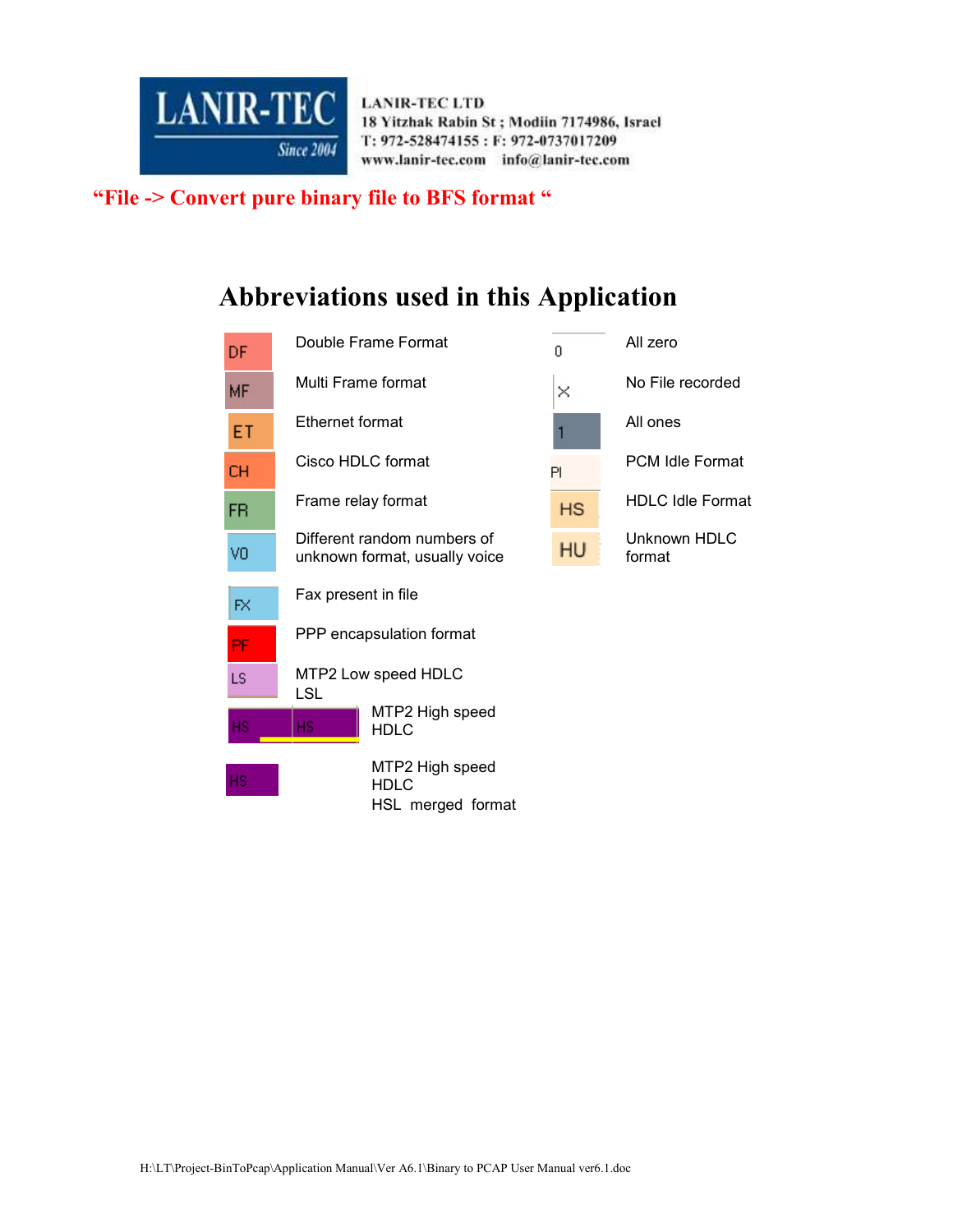LANIR-TEC LTD
18 Yitzhak Rabin St ; Modiin 7174986, Israel
T: 972-528474155 : F: 972-0737017209
www.lanir-tec.com info@lanir-tec.com

**“File -> Convert pure binary file to BFS format “**

# Abbreviations used in this Application

| Code | Description | Code | Description |
|---|---|---|---|
| DF | Double Frame Format | 0 | All zero |
| MF | Multi Frame format | X | No File recorded |
| ET | Ethernet format | 1 | All ones |
| CH | Cisco HDLC format | PI | PCM Idle Format |
| FR | Frame relay format | HS | HDLC Idle Format |
| VO | Different random numbers of unknown format, usually voice | HU | Unknown HDLC format |
| FX | Fax present in file | | |
| PF | PPP encapsulation format | | |
| LS | MTP2 Low speed HDLC LSL | | |
| HS HS | MTP2 High speed HDLC | | |
| HS | MTP2 High speed HDLC HSL merged format | | |

H:\LT\Project-BinToPcap\Application Manual\Ver A6.1\Binary to PCAP User Manual ver6.1.doc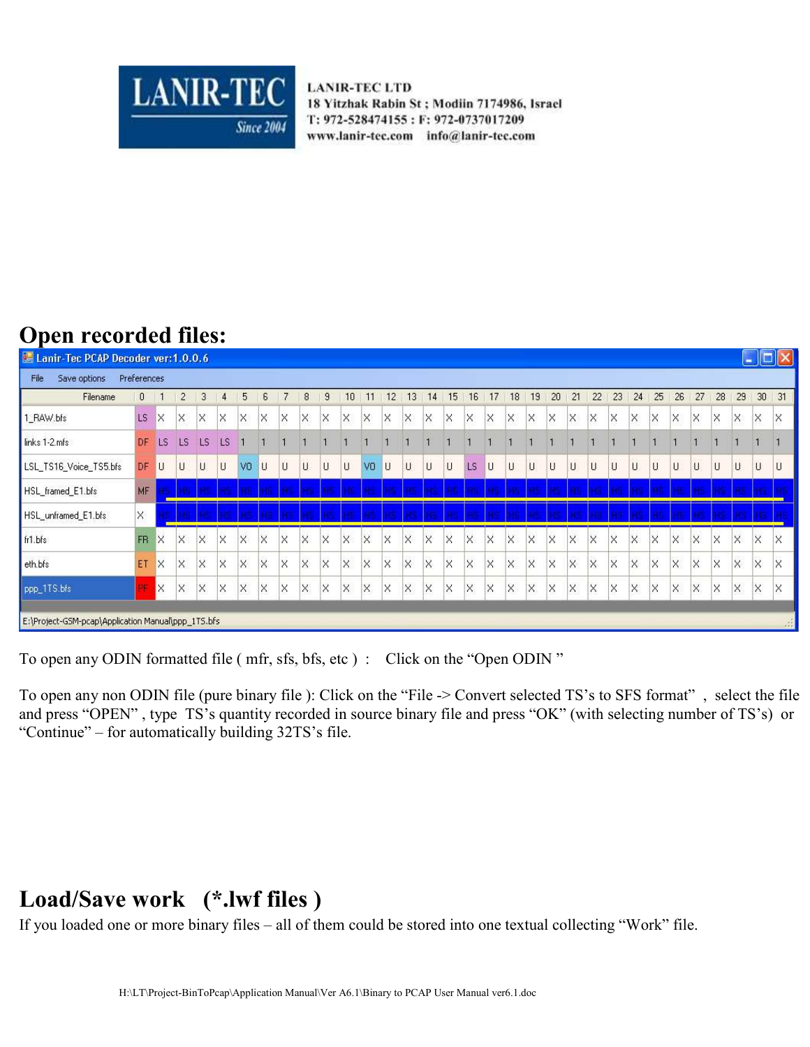## Open recorded files:

Lanir-Tec PCAP Decoder ver:1.0.0.6

File | Save options | Preferences

| Filename | 0 | 1 | 2 | 3 | 4 | 5 | 6 | 7 | 8 | 9 | 10 | 11 | 12 | 13 | 14 | 15 | 16 | 17 | 18 | 19 | 20 | 21 | 22 | 23 | 24 | 25 | 26 | 27 | 28 | 29 | 30 | 31 |
|---|---|---|---|---|---|---|---|---|---|---|---|---|---|---|---|---|---|---|---|---|---|---|---|---|---|---|---|---|---|---|---|---|
| 1_RAW.bfs | LS | X | X | X | X | X | X | X | X | X | X | X | X | X | X | X | X | X | X | X | X | X | X | X | X | X | X | X | X | X | X | X |
| links 1-2.mfs | DF | LS | LS | LS | LS | 1 | 1 | 1 | 1 | 1 | 1 | 1 | 1 | 1 | 1 | 1 | 1 | 1 | 1 | 1 | 1 | 1 | 1 | 1 | 1 | 1 | 1 | 1 | 1 | 1 | 1 | 1 |
| LSL_TS16_Voice_TS5.bfs | DF | U | U | U | U | VO | U | U | U | U | U | VO | U | U | U | U | LS | U | U | U | U | U | U | U | U | U | U | U | U | U | U | U |
| HSL_framed_E1.bfs | MF | HS | HS | HS | HS | HS | HS | HS | HS | HS | HS | HS | HS | HS | HS | HS | HS | HS | HS | HS | HS | HS | HS | HS | HS | HS | HS | HS | HS | HS | HS | HS |
| HSL_unframed_E1.bfs | X | HS | HS | HS | HS | HS | HS | HS | HS | HS | HS | HS | HS | HS | HS | HS | HS | HS | HS | HS | HS | HS | HS | HS | HS | HS | HS | HS | HS | HS | HS | HS |
| fr1.bfs | FR | X | X | X | X | X | X | X | X | X | X | X | X | X | X | X | X | X | X | X | X | X | X | X | X | X | X | X | X | X | X | X |
| eth.bfs | ET | X | X | X | X | X | X | X | X | X | X | X | X | X | X | X | X | X | X | X | X | X | X | X | X | X | X | X | X | X | X | X |
| ppp_1TS.bfs | PF | X | X | X | X | X | X | X | X | X | X | X | X | X | X | X | X | X | X | X | X | X | X | X | X | X | X | X | X | X | X | X |

E:\Project-GSM-pcap\Application Manual\ppp_1TS.bfs

To open any ODIN formatted file ( mfr, sfs, bfs, etc ) : Click on the "Open ODIN "

To open any non ODIN file (pure binary file ): Click on the "File -> Convert selected TS's to SFS format" , select the file and press "OPEN" , type TS's quantity recorded in source binary file and press "OK" (with selecting number of TS's) or "Continue" – for automatically building 32TS's file.

## Load/Save work (*.lwf files )

If you loaded one or more binary files – all of them could be stored into one textual collecting "Work" file.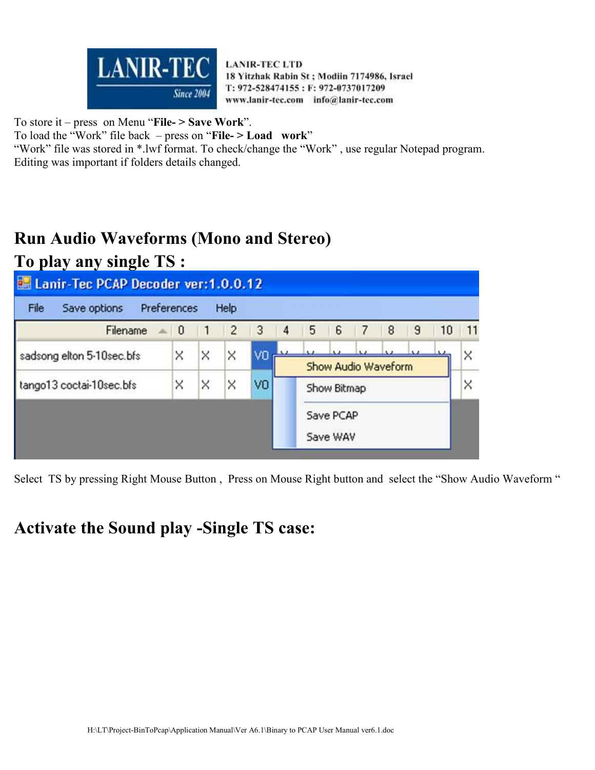To store it – press on Menu "**File- > Save Work**".
To load the "Work" file back – press on "**File- > Load work**"
"Work" file was stored in *.lwf format. To check/change the "Work" , use regular Notepad program.
Editing was important if folders details changed.

# Run Audio Waveforms (Mono and Stereo)

# To play any single TS :

Select TS by pressing Right Mouse Button , Press on Mouse Right button and select the "Show Audio Waveform "

# Activate the Sound play -Single TS case: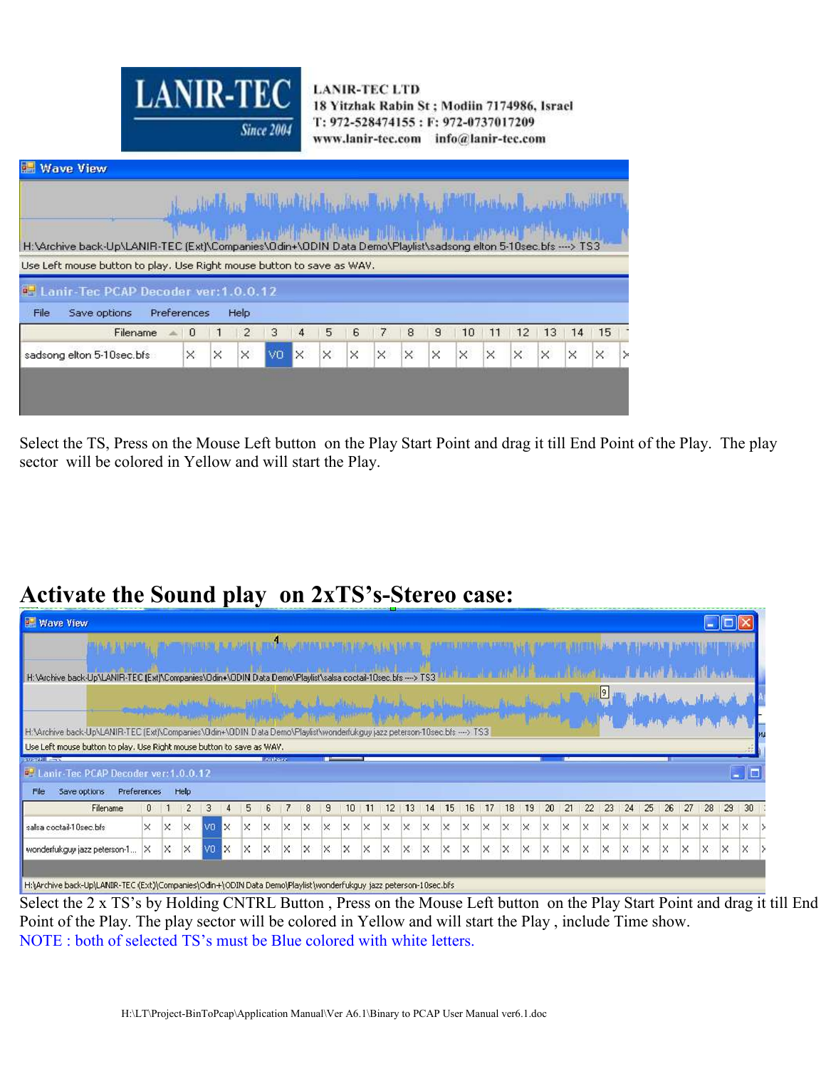Select the TS, Press on the Mouse Left button on the Play Start Point and drag it till End Point of the Play. The play sector will be colored in Yellow and will start the Play.

# Activate the Sound play on 2xTS's-Stereo case:

Select the 2 x TS's by Holding CNTRL Button , Press on the Mouse Left button on the Play Start Point and drag it till End Point of the Play. The play sector will be colored in Yellow and will start the Play , include Time show.

NOTE : both of selected TS's must be Blue colored with white letters.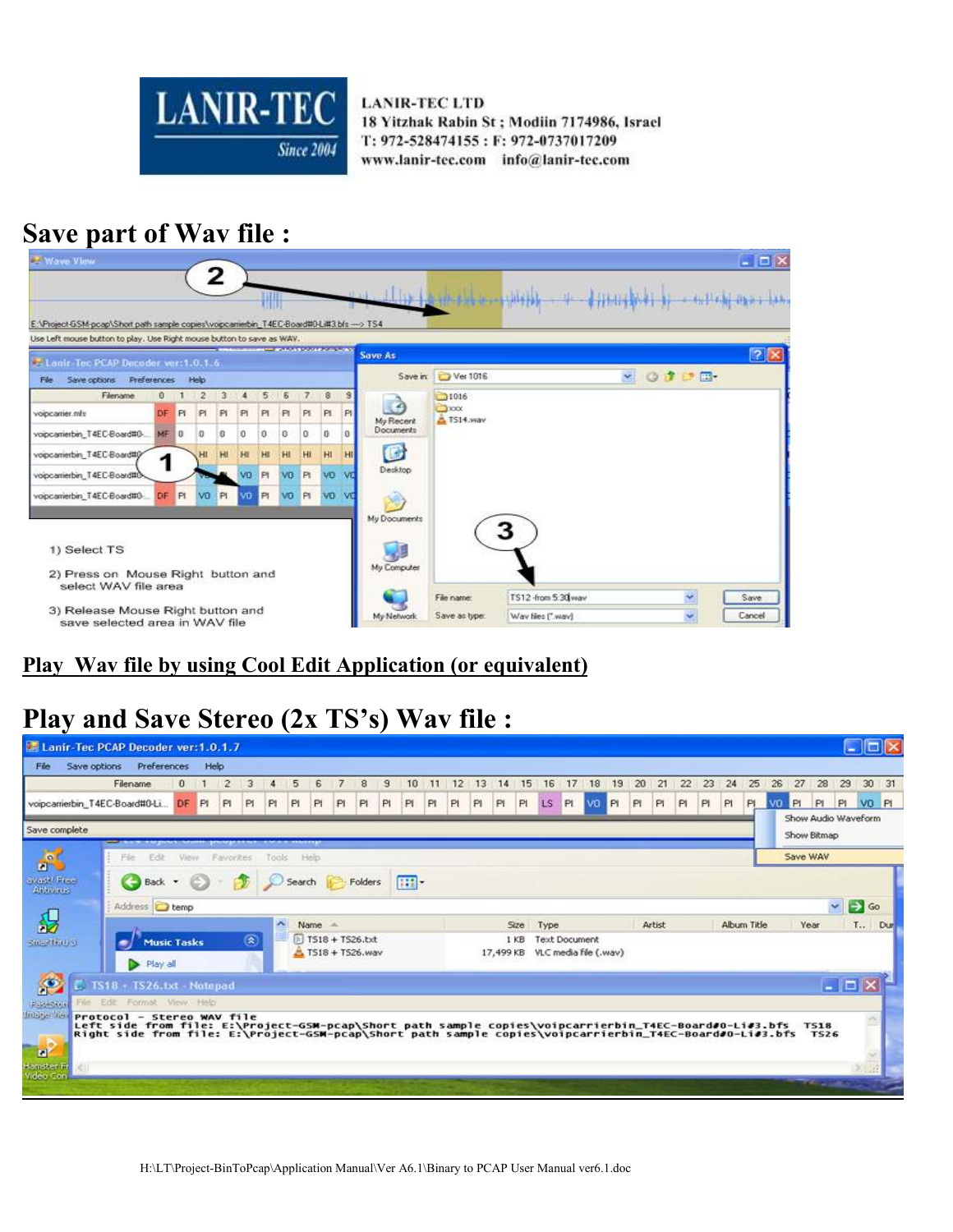LANIR-TEC LTD
18 Yitzhak Rabin St ; Modiin 7174986, Israel
T: 972-528474155 : F: 972-0737017209
www.lanir-tec.com info@lanir-tec.com

# Save part of Wav file :

1) Select TS

2) Press on Mouse Right button and select WAV file area

3) Release Mouse Right button and save selected area in WAV file

## Play Wav file by using Cool Edit Application (or equivalent)

# Play and Save Stereo (2x TS's) Wav file :

```
Protocol - stereo WAV file
Left side from file: E:\Project-GSM-pcap\Short path sample copies\voipcarrierbin_T4EC-Board#0-Li#3.bfs  TS18
Right side from file: E:\Project-GSM-pcap\Short path sample copies\voipcarrierbin_T4EC-Board#0-Li#3.bfs  TS26
```

H:\LT\Project-BinToPcap\Application Manual\Ver A6.1\Binary to PCAP User Manual ver6.1.doc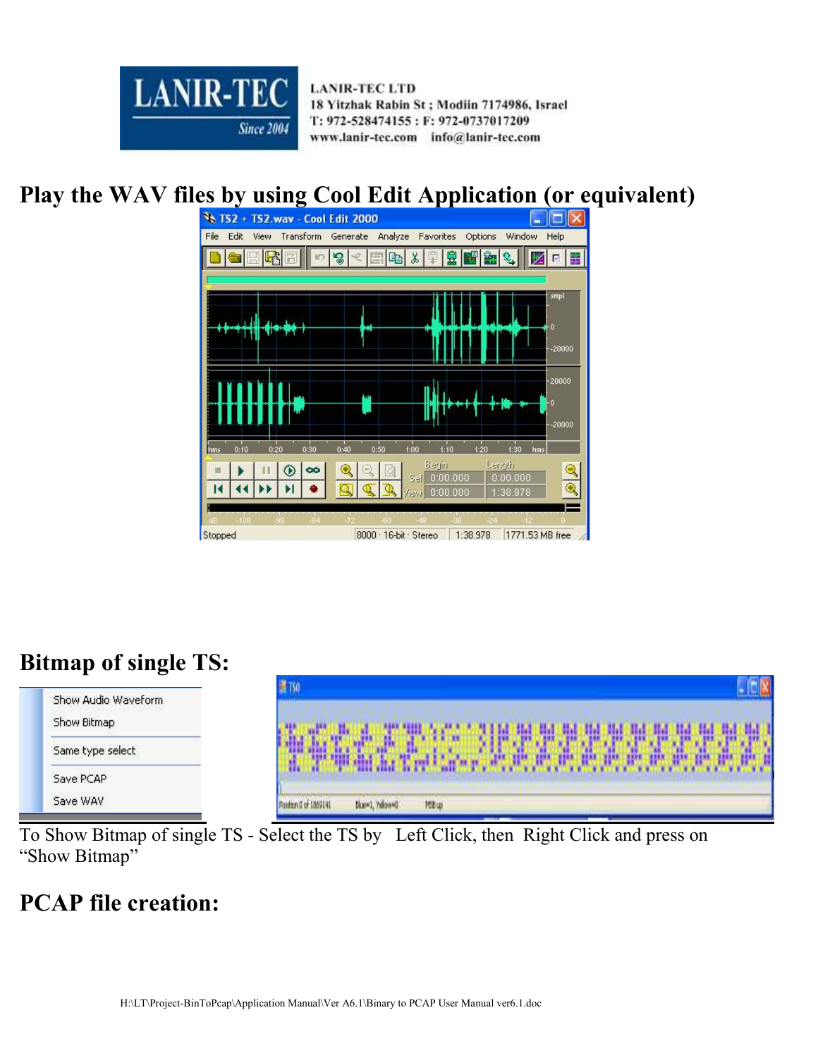# Play the WAV files by using Cool Edit Application (or equivalent)

## Bitmap of single TS:

Show Audio Waveform
Show Bitmap
Same type select
Save PCAP
Save WAV

To Show Bitmap of single TS - Select the TS by Left Click, then Right Click and press on "Show Bitmap"

## PCAP file creation: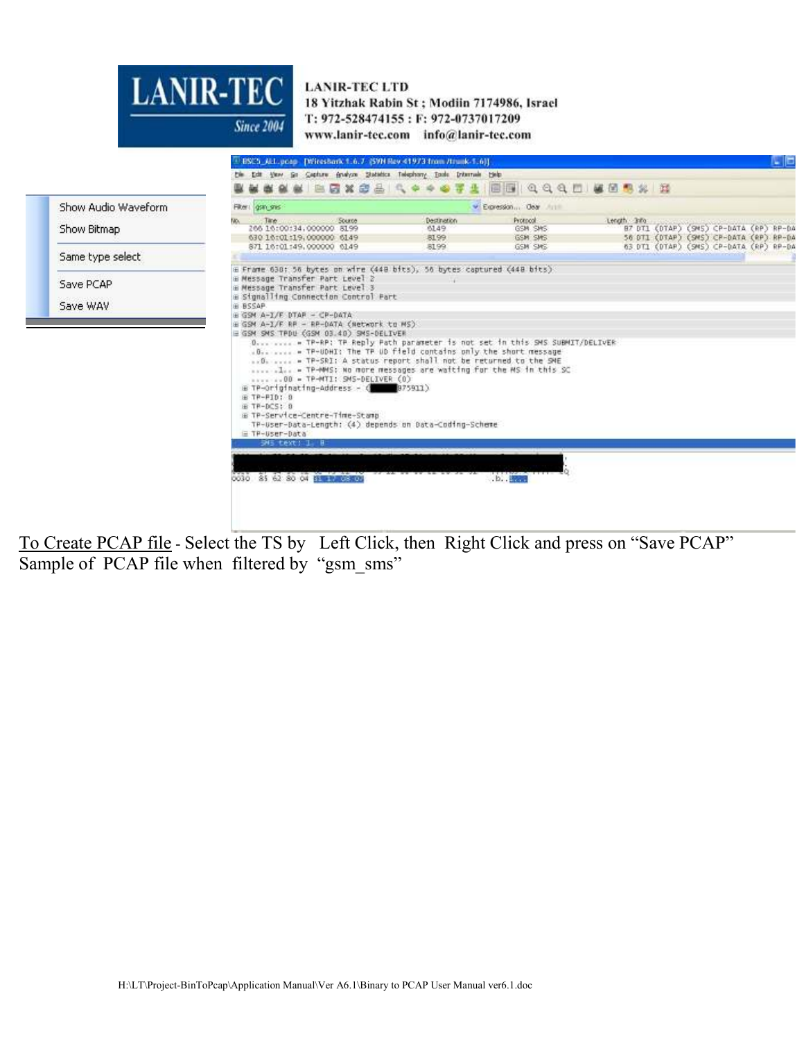LANIR-TEC LTD
18 Yitzhak Rabin St ; Modiin 7174986, Israel
T: 972-528474155 : F: 972-0737017209
www.lanir-tec.com info@lanir-tec.com

Show Audio Waveform
Show Bitmap
Same type select
Save PCAP
Save WAV

<u>To Create PCAP file</u> - Select the TS by Left Click, then Right Click and press on "Save PCAP"
Sample of PCAP file when filtered by "gsm_sms"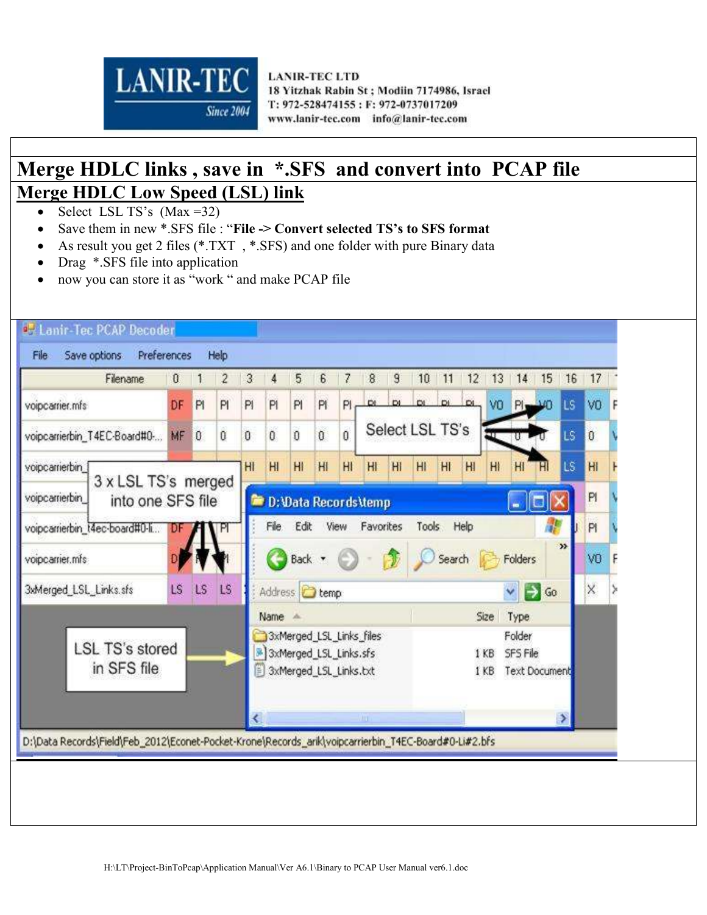# Merge HDLC links , save in *.SFS and convert into PCAP file

## Merge HDLC Low Speed (LSL) link

- Select LSL TS's (Max =32)
- Save them in new *.SFS file : "**File -> Convert selected TS's to SFS format**
- As result you get 2 files (*.TXT , *.SFS) and one folder with pure Binary data
- Drag *.SFS file into application
- now you can store it as "work " and make PCAP file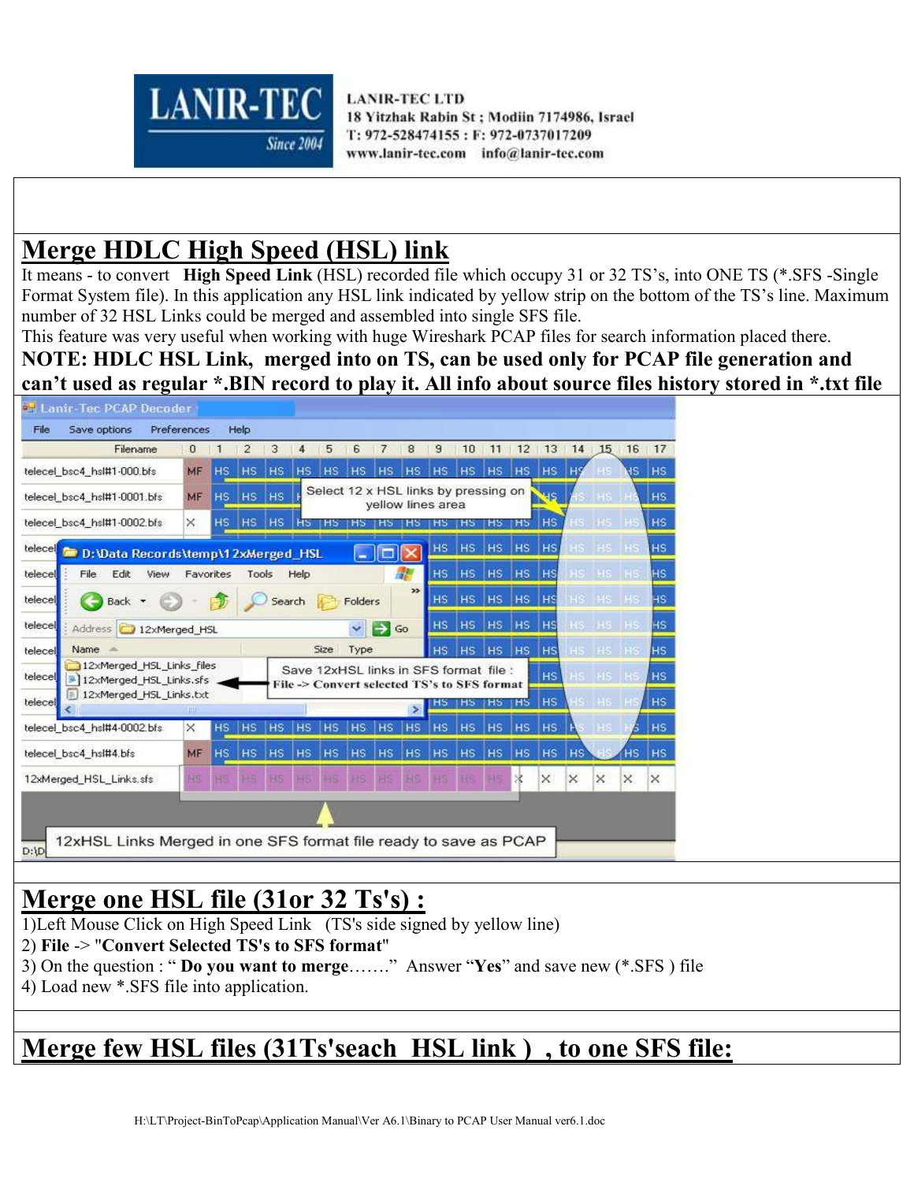## Merge HDLC High Speed (HSL) link

It means - to convert **High Speed Link** (HSL) recorded file which occupy 31 or 32 TS's, into ONE TS (*.SFS -Single Format System file). In this application any HSL link indicated by yellow strip on the bottom of the TS's line. Maximum number of 32 HSL Links could be merged and assembled into single SFS file.

This feature was very useful when working with huge Wireshark PCAP files for search information placed there.

**NOTE: HDLC HSL Link, merged into on TS, can be used only for PCAP file generation and can't used as regular *.BIN record to play it. All info about source files history stored in *.txt file**

## Merge one HSL file (31or 32 Ts's) :

1)Left Mouse Click on High Speed Link (TS's side signed by yellow line)

2) **File** -> "**Convert Selected TS's to SFS format**"

3) On the question : " **Do you want to merge**……." Answer "**Yes**" and save new (*.SFS ) file

4) Load new *.SFS file into application.

## Merge few HSL files (31Ts'seach HSL link ) , to one SFS file: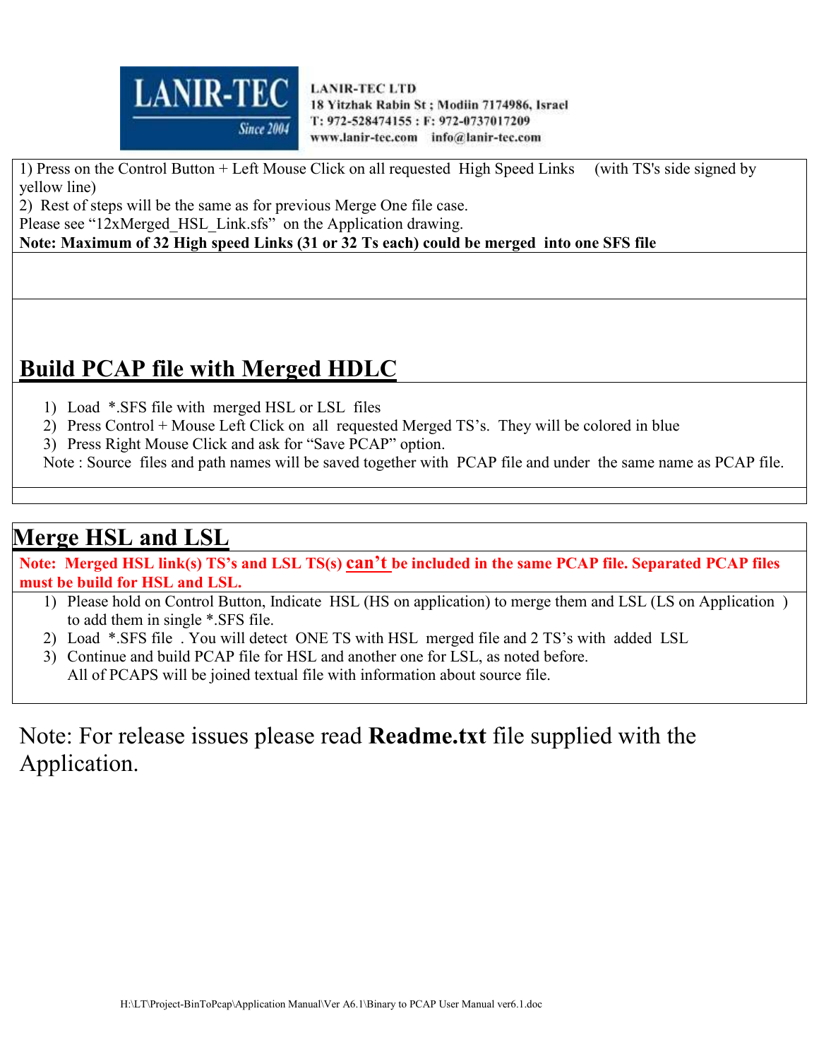**LANIR-TEC LTD**
**18 Yitzhak Rabin St ; Modiin 7174986, Israel**
**T: 972-528474155 : F: 972-0737017209**
**www.lanir-tec.com info@lanir-tec.com**

1) Press on the Control Button + Left Mouse Click on all requested High Speed Links (with TS's side signed by yellow line)
2) Rest of steps will be the same as for previous Merge One file case.
Please see "12xMerged_HSL_Link.sfs" on the Application drawing.
**Note: Maximum of 32 High speed Links (31 or 32 Ts each) could be merged into one SFS file**

## Build PCAP file with Merged HDLC

1) Load *.SFS file with merged HSL or LSL files
2) Press Control + Mouse Left Click on all requested Merged TS's. They will be colored in blue
3) Press Right Mouse Click and ask for "Save PCAP" option.

Note : Source files and path names will be saved together with PCAP file and under the same name as PCAP file.

## Merge HSL and LSL

**Note: Merged HSL link(s) TS's and LSL TS(s) can't be included in the same PCAP file. Separated PCAP files must be build for HSL and LSL.**

1) Please hold on Control Button, Indicate HSL (HS on application) to merge them and LSL (LS on Application ) to add them in single *.SFS file.
2) Load *.SFS file . You will detect ONE TS with HSL merged file and 2 TS's with added LSL
3) Continue and build PCAP file for HSL and another one for LSL, as noted before.
   All of PCAPS will be joined textual file with information about source file.

Note: For release issues please read **Readme.txt** file supplied with the Application.